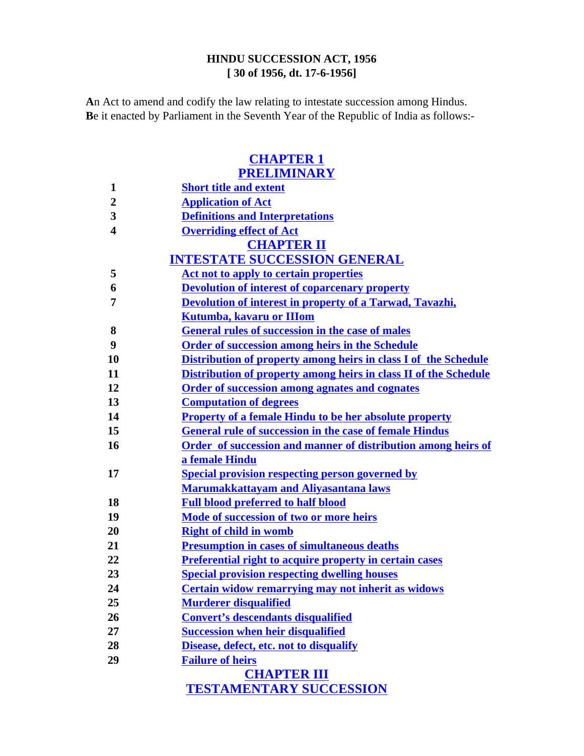**HINDU SUCCESSION ACT, 1956**
**[ 30 of 1956, dt. 17-6-1956]**

An Act to amend and codify the law relating to intestate succession among Hindus.
Be it enacted by Parliament in the Seventh Year of the Republic of India as follows:-

## CHAPTER 1
## PRELIMINARY

| | |
|---|---|
| **1** | Short title and extent |
| **2** | Application of Act |
| **3** | Definitions and Interpretations |
| **4** | Overriding effect of Act |

## CHAPTER II
## INTESTATE SUCCESSION GENERAL

| | |
|---|---|
| **5** | Act not to apply to certain properties |
| **6** | Devolution of interest of coparcenary property |
| **7** | Devolution of interest in property of a Tarwad, Tavazhi, Kutumba, kavaru or IIIom |
| **8** | General rules of succession in the case of males |
| **9** | Order of succession among heirs in the Schedule |
| **10** | Distribution of property among heirs in class I of the Schedule |
| **11** | Distribution of property among heirs in class II of the Schedule |
| **12** | Order of succession among agnates and cognates |
| **13** | Computation of degrees |
| **14** | Property of a female Hindu to be her absolute property |
| **15** | General rule of succession in the case of female Hindus |
| **16** | Order of succession and manner of distribution among heirs of a female Hindu |
| **17** | Special provision respecting person governed by Marumakkattayam and Aliyasantana laws |
| **18** | Full blood preferred to half blood |
| **19** | Mode of succession of two or more heirs |
| **20** | Right of child in womb |
| **21** | Presumption in cases of simultaneous deaths |
| **22** | Preferential right to acquire property in certain cases |
| **23** | Special provision respecting dwelling houses |
| **24** | Certain widow remarrying may not inherit as widows |
| **25** | Murderer disqualified |
| **26** | Convert's descendants disqualified |
| **27** | Succession when heir disqualified |
| **28** | Disease, defect, etc. not to disqualify |
| **29** | Failure of heirs |

## CHAPTER III
## TESTAMENTARY SUCCESSION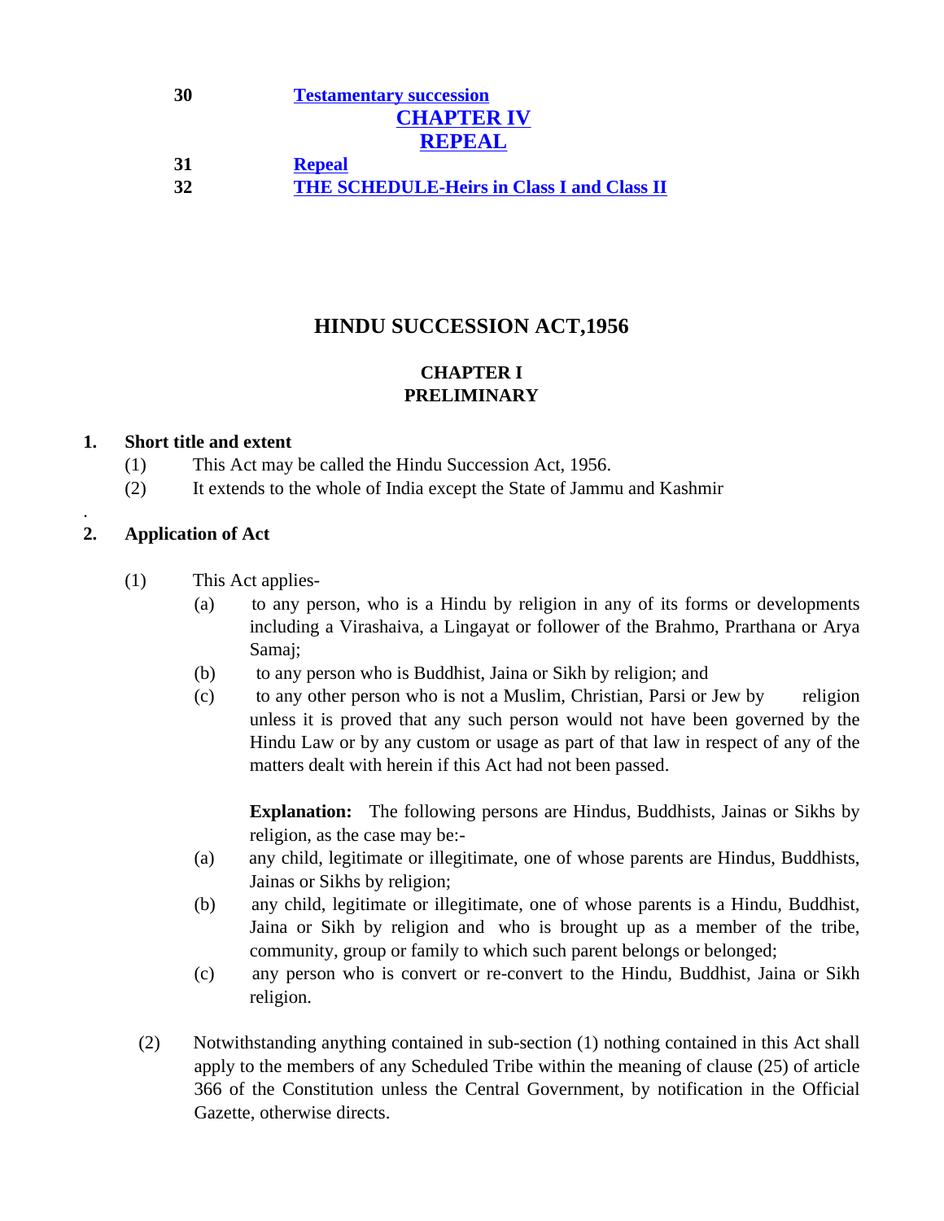| | |
|---|---|
| 30 | **Testamentary succession** |
| | **CHAPTER IV** |
| | **REPEAL** |
| 31 | **Repeal** |
| 32 | **THE SCHEDULE-Heirs in Class I and Class II** |

# HINDU SUCCESSION ACT,1956

## CHAPTER I
## PRELIMINARY

### 1. Short title and extent

(1) This Act may be called the Hindu Succession Act, 1956.

(2) It extends to the whole of India except the State of Jammu and Kashmir

.

### 2. Application of Act

(1) This Act applies-

(a) to any person, who is a Hindu by religion in any of its forms or developments including a Virashaiva, a Lingayat or follower of the Brahmo, Prarthana or Arya Samaj;

(b) to any person who is Buddhist, Jaina or Sikh by religion; and

(c) to any other person who is not a Muslim, Christian, Parsi or Jew by religion unless it is proved that any such person would not have been governed by the Hindu Law or by any custom or usage as part of that law in respect of any of the matters dealt with herein if this Act had not been passed.

**Explanation:** The following persons are Hindus, Buddhists, Jainas or Sikhs by religion, as the case may be:-

(a) any child, legitimate or illegitimate, one of whose parents are Hindus, Buddhists, Jainas or Sikhs by religion;

(b) any child, legitimate or illegitimate, one of whose parents is a Hindu, Buddhist, Jaina or Sikh by religion and who is brought up as a member of the tribe, community, group or family to which such parent belongs or belonged;

(c) any person who is convert or re-convert to the Hindu, Buddhist, Jaina or Sikh religion.

(2) Notwithstanding anything contained in sub-section (1) nothing contained in this Act shall apply to the members of any Scheduled Tribe within the meaning of clause (25) of article 366 of the Constitution unless the Central Government, by notification in the Official Gazette, otherwise directs.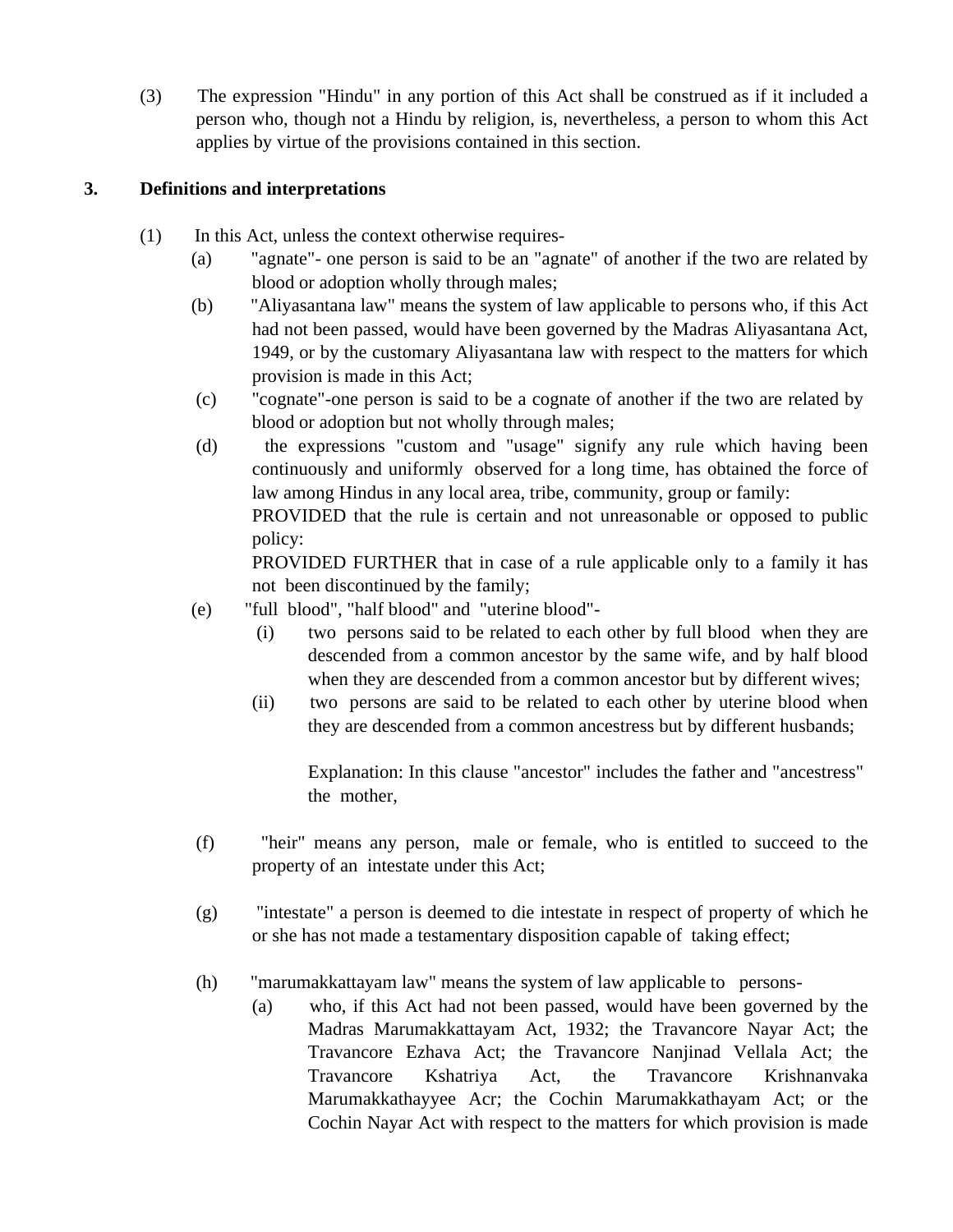(3) The expression "Hindu" in any portion of this Act shall be construed as if it included a person who, though not a Hindu by religion, is, nevertheless, a person to whom this Act applies by virtue of the provisions contained in this section.

**3. Definitions and interpretations**

(1) In this Act, unless the context otherwise requires-

(a) "agnate"- one person is said to be an "agnate" of another if the two are related by blood or adoption wholly through males;

(b) "Aliyasantana law" means the system of law applicable to persons who, if this Act had not been passed, would have been governed by the Madras Aliyasantana Act, 1949, or by the customary Aliyasantana law with respect to the matters for which provision is made in this Act;

(c) "cognate"-one person is said to be a cognate of another if the two are related by blood or adoption but not wholly through males;

(d) the expressions "custom and "usage" signify any rule which having been continuously and uniformly observed for a long time, has obtained the force of law among Hindus in any local area, tribe, community, group or family:

PROVIDED that the rule is certain and not unreasonable or opposed to public policy:

PROVIDED FURTHER that in case of a rule applicable only to a family it has not been discontinued by the family;

(e) "full blood", "half blood" and "uterine blood"-

(i) two persons said to be related to each other by full blood when they are descended from a common ancestor by the same wife, and by half blood when they are descended from a common ancestor but by different wives;

(ii) two persons are said to be related to each other by uterine blood when they are descended from a common ancestress but by different husbands;

Explanation: In this clause "ancestor" includes the father and "ancestress" the mother,

(f) "heir" means any person, male or female, who is entitled to succeed to the property of an intestate under this Act;

(g) "intestate" a person is deemed to die intestate in respect of property of which he or she has not made a testamentary disposition capable of taking effect;

(h) "marumakkattayam law" means the system of law applicable to persons-

(a) who, if this Act had not been passed, would have been governed by the Madras Marumakkattayam Act, 1932; the Travancore Nayar Act; the Travancore Ezhava Act; the Travancore Nanjinad Vellala Act; the Travancore Kshatriya Act, the Travancore Krishnanvaka Marumakkathayyee Acr; the Cochin Marumakkathayam Act; or the Cochin Nayar Act with respect to the matters for which provision is made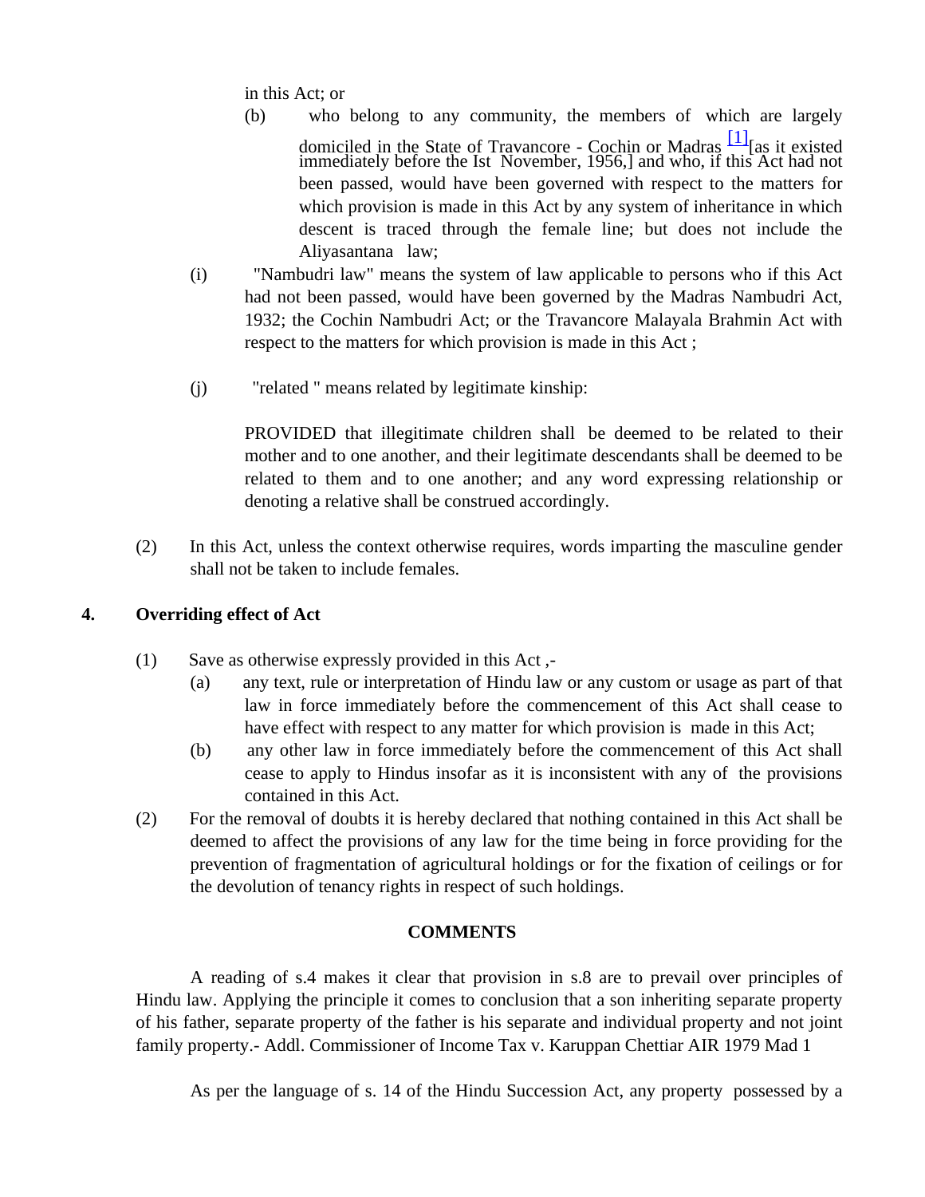in this Act; or

(b) who belong to any community, the members of which are largely domiciled in the State of Travancore - Cochin or Madras [1][as it existed immediately before the Ist November, 1956,] and who, if this Act had not been passed, would have been governed with respect to the matters for which provision is made in this Act by any system of inheritance in which descent is traced through the female line; but does not include the Aliyasantana law;

(i) "Nambudri law" means the system of law applicable to persons who if this Act had not been passed, would have been governed by the Madras Nambudri Act, 1932; the Cochin Nambudri Act; or the Travancore Malayala Brahmin Act with respect to the matters for which provision is made in this Act ;

(j) "related " means related by legitimate kinship:

PROVIDED that illegitimate children shall be deemed to be related to their mother and to one another, and their legitimate descendants shall be deemed to be related to them and to one another; and any word expressing relationship or denoting a relative shall be construed accordingly.

(2) In this Act, unless the context otherwise requires, words imparting the masculine gender shall not be taken to include females.

## 4. Overriding effect of Act

(1) Save as otherwise expressly provided in this Act ,-

(a) any text, rule or interpretation of Hindu law or any custom or usage as part of that law in force immediately before the commencement of this Act shall cease to have effect with respect to any matter for which provision is made in this Act;

(b) any other law in force immediately before the commencement of this Act shall cease to apply to Hindus insofar as it is inconsistent with any of the provisions contained in this Act.

(2) For the removal of doubts it is hereby declared that nothing contained in this Act shall be deemed to affect the provisions of any law for the time being in force providing for the prevention of fragmentation of agricultural holdings or for the fixation of ceilings or for the devolution of tenancy rights in respect of such holdings.

**COMMENTS**

A reading of s.4 makes it clear that provision in s.8 are to prevail over principles of Hindu law. Applying the principle it comes to conclusion that a son inheriting separate property of his father, separate property of the father is his separate and individual property and not joint family property.- Addl. Commissioner of Income Tax v. Karuppan Chettiar AIR 1979 Mad 1

As per the language of s. 14 of the Hindu Succession Act, any property possessed by a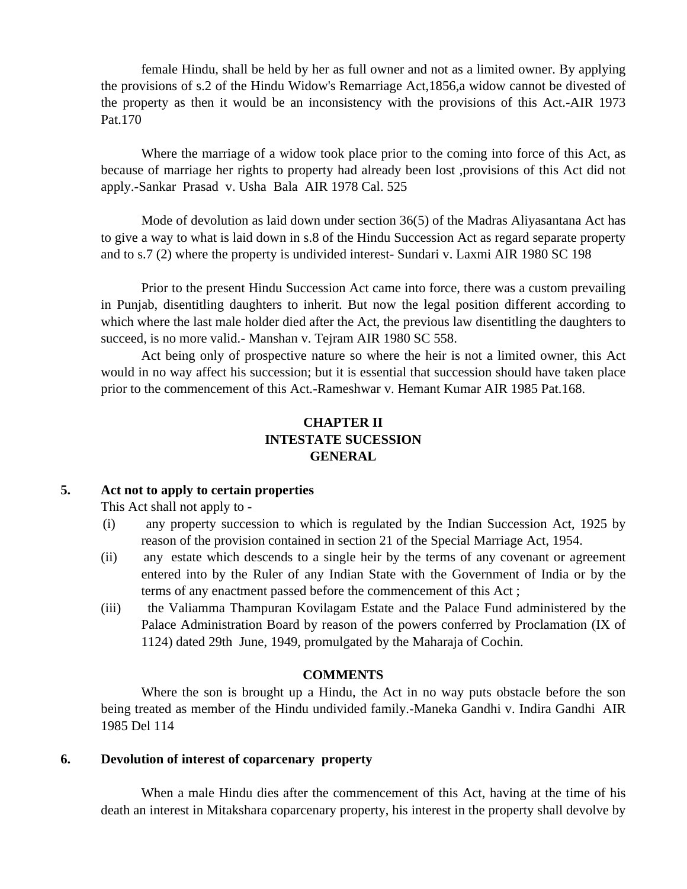female Hindu, shall be held by her as full owner and not as a limited owner. By applying the provisions of s.2 of the Hindu Widow's Remarriage Act,1856,a widow cannot be divested of the property as then it would be an inconsistency with the provisions of this Act.-AIR 1973 Pat.170

Where the marriage of a widow took place prior to the coming into force of this Act, as because of marriage her rights to property had already been lost ,provisions of this Act did not apply.-Sankar Prasad v. Usha Bala AIR 1978 Cal. 525

Mode of devolution as laid down under section 36(5) of the Madras Aliyasantana Act has to give a way to what is laid down in s.8 of the Hindu Succession Act as regard separate property and to s.7 (2) where the property is undivided interest- Sundari v. Laxmi AIR 1980 SC 198

Prior to the present Hindu Succession Act came into force, there was a custom prevailing in Punjab, disentitling daughters to inherit. But now the legal position different according to which where the last male holder died after the Act, the previous law disentitling the daughters to succeed, is no more valid.- Manshan v. Tejram AIR 1980 SC 558.

Act being only of prospective nature so where the heir is not a limited owner, this Act would in no way affect his succession; but it is essential that succession should have taken place prior to the commencement of this Act.-Rameshwar v. Hemant Kumar AIR 1985 Pat.168.

## CHAPTER II
## INTESTATE SUCESSION
## GENERAL

**5. Act not to apply to certain properties**

This Act shall not apply to -

(i) any property succession to which is regulated by the Indian Succession Act, 1925 by reason of the provision contained in section 21 of the Special Marriage Act, 1954.

(ii) any estate which descends to a single heir by the terms of any covenant or agreement entered into by the Ruler of any Indian State with the Government of India or by the terms of any enactment passed before the commencement of this Act ;

(iii) the Valiamma Thampuran Kovilagam Estate and the Palace Fund administered by the Palace Administration Board by reason of the powers conferred by Proclamation (IX of 1124) dated 29th June, 1949, promulgated by the Maharaja of Cochin.

**COMMENTS**

Where the son is brought up a Hindu, the Act in no way puts obstacle before the son being treated as member of the Hindu undivided family.-Maneka Gandhi v. Indira Gandhi AIR 1985 Del 114

**6. Devolution of interest of coparcenary property**

When a male Hindu dies after the commencement of this Act, having at the time of his death an interest in Mitakshara coparcenary property, his interest in the property shall devolve by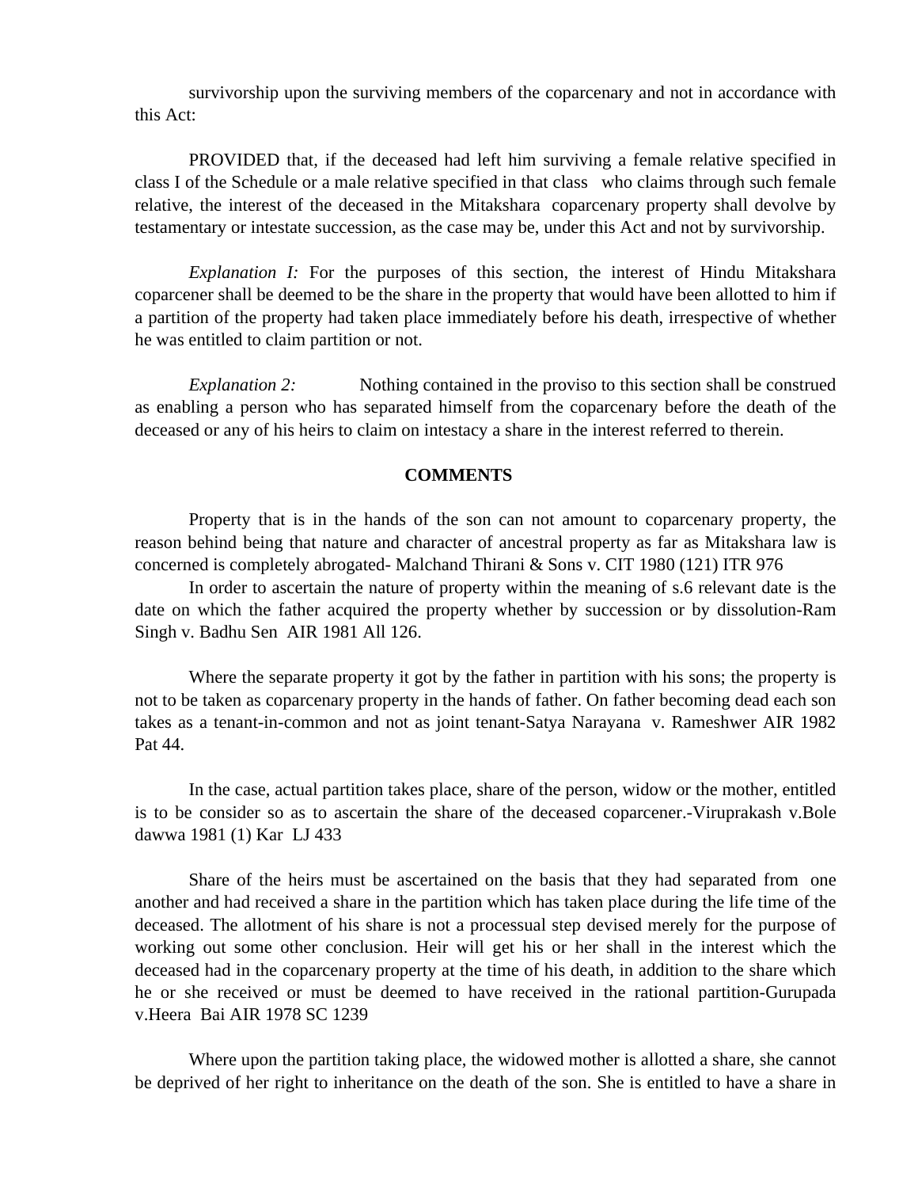survivorship upon the surviving members of the coparcenary and not in accordance with this Act:

PROVIDED that, if the deceased had left him surviving a female relative specified in class I of the Schedule or a male relative specified in that class who claims through such female relative, the interest of the deceased in the Mitakshara coparcenary property shall devolve by testamentary or intestate succession, as the case may be, under this Act and not by survivorship.

*Explanation I:* For the purposes of this section, the interest of Hindu Mitakshara coparcener shall be deemed to be the share in the property that would have been allotted to him if a partition of the property had taken place immediately before his death, irrespective of whether he was entitled to claim partition or not.

*Explanation 2:* Nothing contained in the proviso to this section shall be construed as enabling a person who has separated himself from the coparcenary before the death of the deceased or any of his heirs to claim on intestacy a share in the interest referred to therein.

**COMMENTS**

Property that is in the hands of the son can not amount to coparcenary property, the reason behind being that nature and character of ancestral property as far as Mitakshara law is concerned is completely abrogated- Malchand Thirani & Sons v. CIT 1980 (121) ITR 976

In order to ascertain the nature of property within the meaning of s.6 relevant date is the date on which the father acquired the property whether by succession or by dissolution-Ram Singh v. Badhu Sen AIR 1981 All 126.

Where the separate property it got by the father in partition with his sons; the property is not to be taken as coparcenary property in the hands of father. On father becoming dead each son takes as a tenant-in-common and not as joint tenant-Satya Narayana v. Rameshwer AIR 1982 Pat 44.

In the case, actual partition takes place, share of the person, widow or the mother, entitled is to be consider so as to ascertain the share of the deceased coparcener.-Viruprakash v.Bole dawwa 1981 (1) Kar LJ 433

Share of the heirs must be ascertained on the basis that they had separated from one another and had received a share in the partition which has taken place during the life time of the deceased. The allotment of his share is not a processual step devised merely for the purpose of working out some other conclusion. Heir will get his or her shall in the interest which the deceased had in the coparcenary property at the time of his death, in addition to the share which he or she received or must be deemed to have received in the rational partition-Gurupada v.Heera Bai AIR 1978 SC 1239

Where upon the partition taking place, the widowed mother is allotted a share, she cannot be deprived of her right to inheritance on the death of the son. She is entitled to have a share in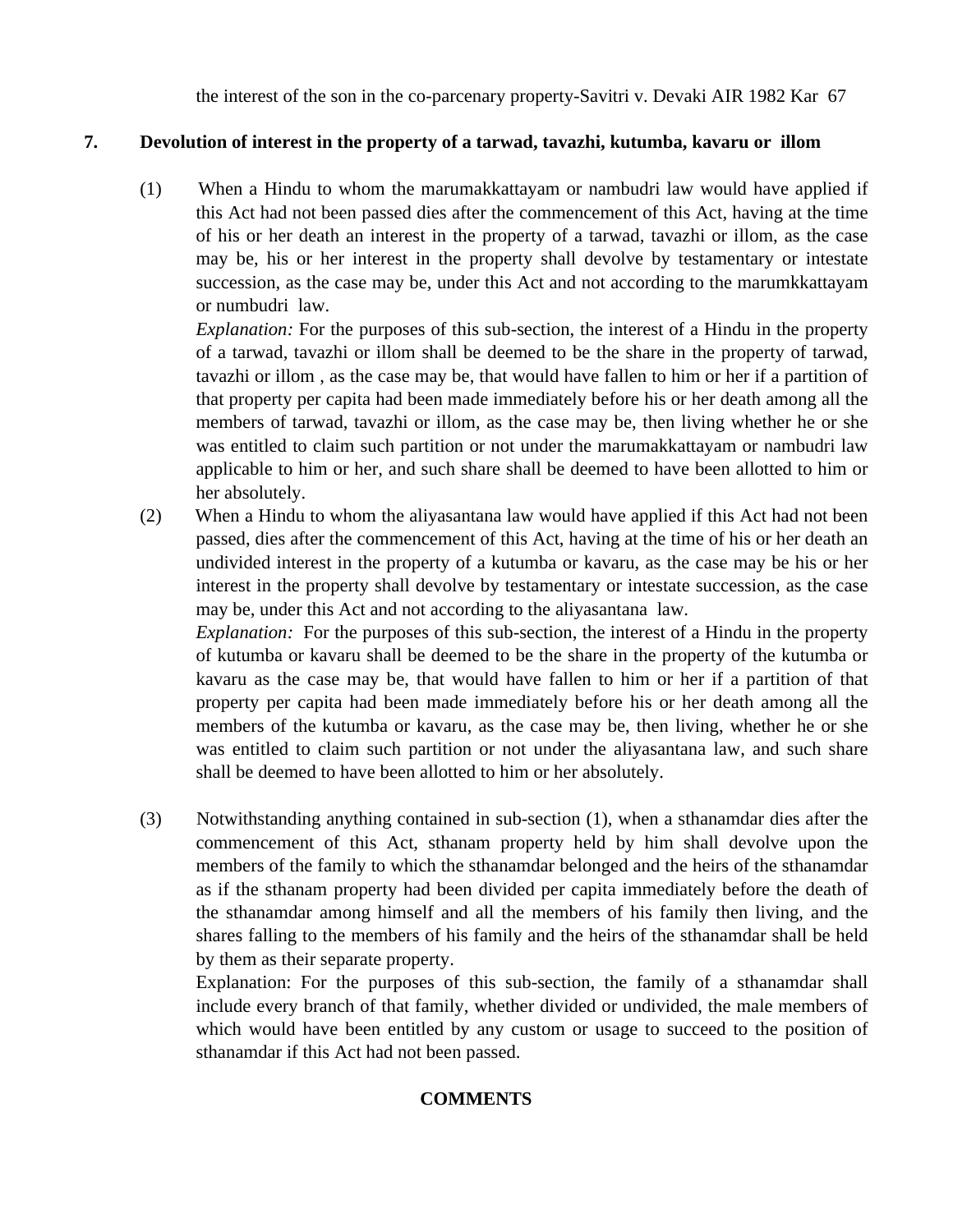the interest of the son in the co-parcenary property-Savitri v. Devaki AIR 1982 Kar 67

## 7. Devolution of interest in the property of a tarwad, tavazhi, kutumba, kavaru or illom

(1) When a Hindu to whom the marumakkattayam or nambudri law would have applied if this Act had not been passed dies after the commencement of this Act, having at the time of his or her death an interest in the property of a tarwad, tavazhi or illom, as the case may be, his or her interest in the property shall devolve by testamentary or intestate succession, as the case may be, under this Act and not according to the marumkkattayam or numbudri law.

*Explanation:* For the purposes of this sub-section, the interest of a Hindu in the property of a tarwad, tavazhi or illom shall be deemed to be the share in the property of tarwad, tavazhi or illom , as the case may be, that would have fallen to him or her if a partition of that property per capita had been made immediately before his or her death among all the members of tarwad, tavazhi or illom, as the case may be, then living whether he or she was entitled to claim such partition or not under the marumakkattayam or nambudri law applicable to him or her, and such share shall be deemed to have been allotted to him or her absolutely.

(2) When a Hindu to whom the aliyasantana law would have applied if this Act had not been passed, dies after the commencement of this Act, having at the time of his or her death an undivided interest in the property of a kutumba or kavaru, as the case may be his or her interest in the property shall devolve by testamentary or intestate succession, as the case may be, under this Act and not according to the aliyasantana law.

*Explanation:* For the purposes of this sub-section, the interest of a Hindu in the property of kutumba or kavaru shall be deemed to be the share in the property of the kutumba or kavaru as the case may be, that would have fallen to him or her if a partition of that property per capita had been made immediately before his or her death among all the members of the kutumba or kavaru, as the case may be, then living, whether he or she was entitled to claim such partition or not under the aliyasantana law, and such share shall be deemed to have been allotted to him or her absolutely.

(3) Notwithstanding anything contained in sub-section (1), when a sthanamdar dies after the commencement of this Act, sthanam property held by him shall devolve upon the members of the family to which the sthanamdar belonged and the heirs of the sthanamdar as if the sthanam property had been divided per capita immediately before the death of the sthanamdar among himself and all the members of his family then living, and the shares falling to the members of his family and the heirs of the sthanamdar shall be held by them as their separate property.

Explanation: For the purposes of this sub-section, the family of a sthanamdar shall include every branch of that family, whether divided or undivided, the male members of which would have been entitled by any custom or usage to succeed to the position of sthanamdar if this Act had not been passed.

**COMMENTS**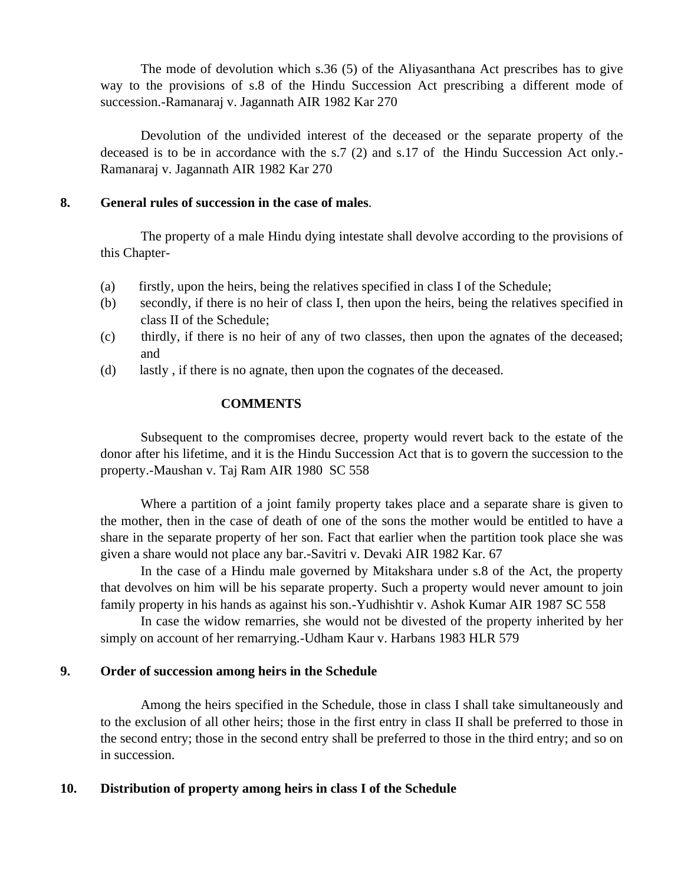The mode of devolution which s.36 (5) of the Aliyasanthana Act prescribes has to give way to the provisions of s.8 of the Hindu Succession Act prescribing a different mode of succession.-Ramanaraj v. Jagannath AIR 1982 Kar 270

Devolution of the undivided interest of the deceased or the separate property of the deceased is to be in accordance with the s.7 (2) and s.17 of the Hindu Succession Act only.-Ramanaraj v. Jagannath AIR 1982 Kar 270

**8. General rules of succession in the case of males**.

The property of a male Hindu dying intestate shall devolve according to the provisions of this Chapter-

(a) firstly, upon the heirs, being the relatives specified in class I of the Schedule;

(b) secondly, if there is no heir of class I, then upon the heirs, being the relatives specified in class II of the Schedule;

(c) thirdly, if there is no heir of any of two classes, then upon the agnates of the deceased; and

(d) lastly , if there is no agnate, then upon the cognates of the deceased.

**COMMENTS**

Subsequent to the compromises decree, property would revert back to the estate of the donor after his lifetime, and it is the Hindu Succession Act that is to govern the succession to the property.-Maushan v. Taj Ram AIR 1980 SC 558

Where a partition of a joint family property takes place and a separate share is given to the mother, then in the case of death of one of the sons the mother would be entitled to have a share in the separate property of her son. Fact that earlier when the partition took place she was given a share would not place any bar.-Savitri v. Devaki AIR 1982 Kar. 67

In the case of a Hindu male governed by Mitakshara under s.8 of the Act, the property that devolves on him will be his separate property. Such a property would never amount to join family property in his hands as against his son.-Yudhishtir v. Ashok Kumar AIR 1987 SC 558

In case the widow remarries, she would not be divested of the property inherited by her simply on account of her remarrying.-Udham Kaur v. Harbans 1983 HLR 579

**9. Order of succession among heirs in the Schedule**

Among the heirs specified in the Schedule, those in class I shall take simultaneously and to the exclusion of all other heirs; those in the first entry in class II shall be preferred to those in the second entry; those in the second entry shall be preferred to those in the third entry; and so on in succession.

**10. Distribution of property among heirs in class I of the Schedule**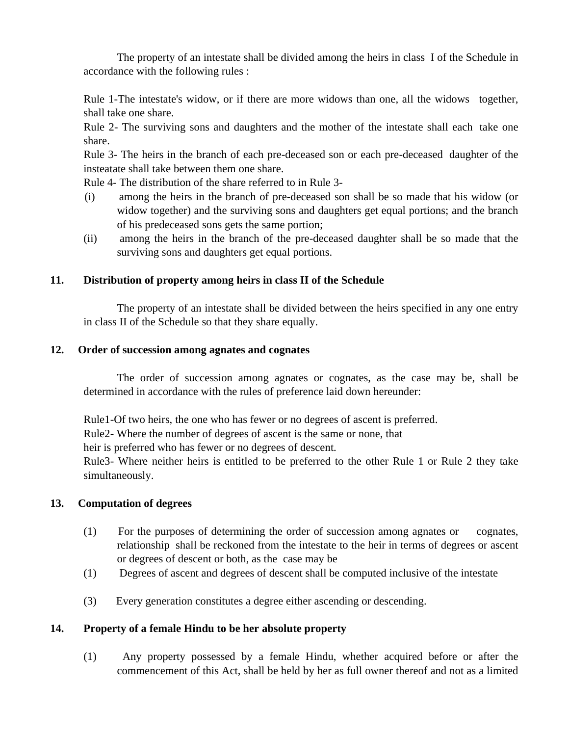The property of an intestate shall be divided among the heirs in class I of the Schedule in accordance with the following rules :

Rule 1-The intestate's widow, or if there are more widows than one, all the widows together, shall take one share.

Rule 2- The surviving sons and daughters and the mother of the intestate shall each take one share.

Rule 3- The heirs in the branch of each pre-deceased son or each pre-deceased daughter of the insteatate shall take between them one share.

Rule 4- The distribution of the share referred to in Rule 3-

(i) among the heirs in the branch of pre-deceased son shall be so made that his widow (or widow together) and the surviving sons and daughters get equal portions; and the branch of his predeceased sons gets the same portion;

(ii) among the heirs in the branch of the pre-deceased daughter shall be so made that the surviving sons and daughters get equal portions.

**11. Distribution of property among heirs in class II of the Schedule**

The property of an intestate shall be divided between the heirs specified in any one entry in class II of the Schedule so that they share equally.

**12. Order of succession among agnates and cognates**

The order of succession among agnates or cognates, as the case may be, shall be determined in accordance with the rules of preference laid down hereunder:

Rule1-Of two heirs, the one who has fewer or no degrees of ascent is preferred.

Rule2- Where the number of degrees of ascent is the same or none, that heir is preferred who has fewer or no degrees of descent.

Rule3- Where neither heirs is entitled to be preferred to the other Rule 1 or Rule 2 they take simultaneously.

**13. Computation of degrees**

(1) For the purposes of determining the order of succession among agnates or cognates, relationship shall be reckoned from the intestate to the heir in terms of degrees or ascent or degrees of descent or both, as the case may be

(1) Degrees of ascent and degrees of descent shall be computed inclusive of the intestate

(3) Every generation constitutes a degree either ascending or descending.

**14. Property of a female Hindu to be her absolute property**

(1) Any property possessed by a female Hindu, whether acquired before or after the commencement of this Act, shall be held by her as full owner thereof and not as a limited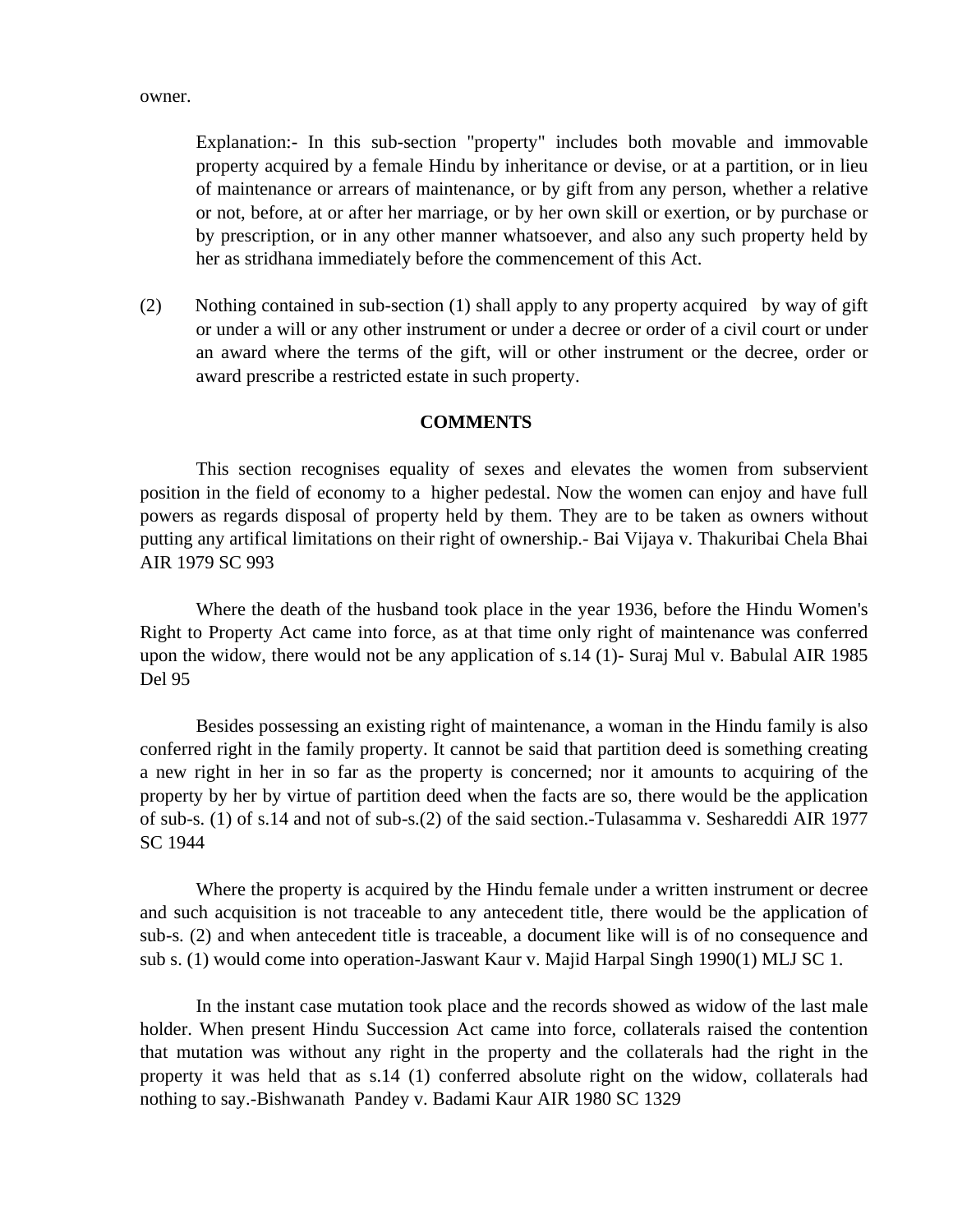owner.

> Explanation:- In this sub-section "property" includes both movable and immovable property acquired by a female Hindu by inheritance or devise, or at a partition, or in lieu of maintenance or arrears of maintenance, or by gift from any person, whether a relative or not, before, at or after her marriage, or by her own skill or exertion, or by purchase or by prescription, or in any other manner whatsoever, and also any such property held by her as stridhana immediately before the commencement of this Act.

(2) Nothing contained in sub-section (1) shall apply to any property acquired by way of gift or under a will or any other instrument or under a decree or order of a civil court or under an award where the terms of the gift, will or other instrument or the decree, order or award prescribe a restricted estate in such property.

**COMMENTS**

This section recognises equality of sexes and elevates the women from subservient position in the field of economy to a higher pedestal. Now the women can enjoy and have full powers as regards disposal of property held by them. They are to be taken as owners without putting any artifical limitations on their right of ownership.- Bai Vijaya v. Thakuribai Chela Bhai AIR 1979 SC 993

Where the death of the husband took place in the year 1936, before the Hindu Women's Right to Property Act came into force, as at that time only right of maintenance was conferred upon the widow, there would not be any application of s.14 (1)- Suraj Mul v. Babulal AIR 1985 Del 95

Besides possessing an existing right of maintenance, a woman in the Hindu family is also conferred right in the family property. It cannot be said that partition deed is something creating a new right in her in so far as the property is concerned; nor it amounts to acquiring of the property by her by virtue of partition deed when the facts are so, there would be the application of sub-s. (1) of s.14 and not of sub-s.(2) of the said section.-Tulasamma v. Seshareddi AIR 1977 SC 1944

Where the property is acquired by the Hindu female under a written instrument or decree and such acquisition is not traceable to any antecedent title, there would be the application of sub-s. (2) and when antecedent title is traceable, a document like will is of no consequence and sub s. (1) would come into operation-Jaswant Kaur v. Majid Harpal Singh 1990(1) MLJ SC 1.

In the instant case mutation took place and the records showed as widow of the last male holder. When present Hindu Succession Act came into force, collaterals raised the contention that mutation was without any right in the property and the collaterals had the right in the property it was held that as s.14 (1) conferred absolute right on the widow, collaterals had nothing to say.-Bishwanath Pandey v. Badami Kaur AIR 1980 SC 1329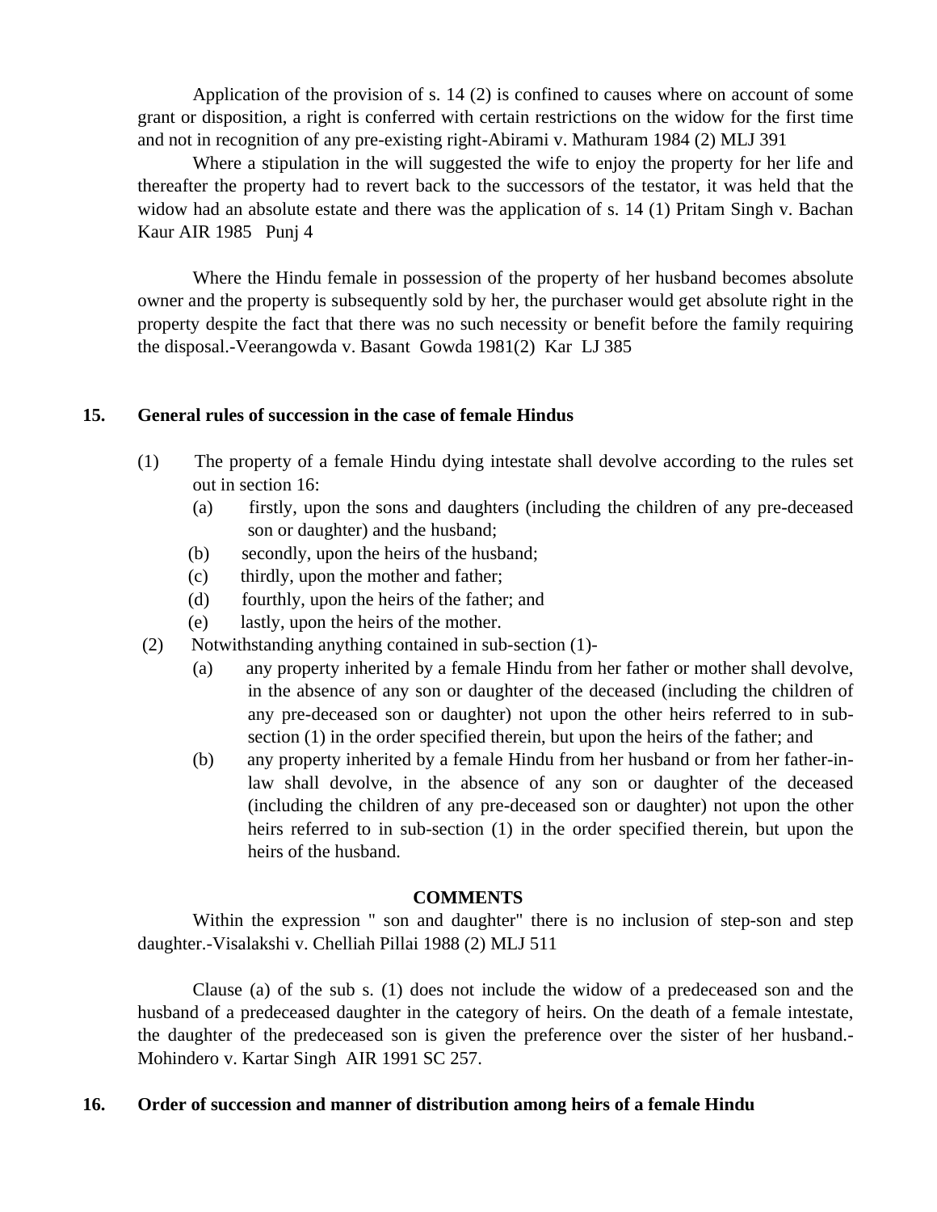Application of the provision of s. 14 (2) is confined to causes where on account of some grant or disposition, a right is conferred with certain restrictions on the widow for the first time and not in recognition of any pre-existing right-Abirami v. Mathuram 1984 (2) MLJ 391

Where a stipulation in the will suggested the wife to enjoy the property for her life and thereafter the property had to revert back to the successors of the testator, it was held that the widow had an absolute estate and there was the application of s. 14 (1) Pritam Singh v. Bachan Kaur AIR 1985 Punj 4

Where the Hindu female in possession of the property of her husband becomes absolute owner and the property is subsequently sold by her, the purchaser would get absolute right in the property despite the fact that there was no such necessity or benefit before the family requiring the disposal.-Veerangowda v. Basant Gowda 1981(2) Kar LJ 385

### 15. General rules of succession in the case of female Hindus

(1) The property of a female Hindu dying intestate shall devolve according to the rules set out in section 16:

- (a) firstly, upon the sons and daughters (including the children of any pre-deceased son or daughter) and the husband;
- (b) secondly, upon the heirs of the husband;
- (c) thirdly, upon the mother and father;
- (d) fourthly, upon the heirs of the father; and
- (e) lastly, upon the heirs of the mother.

(2) Notwithstanding anything contained in sub-section (1)-

- (a) any property inherited by a female Hindu from her father or mother shall devolve, in the absence of any son or daughter of the deceased (including the children of any pre-deceased son or daughter) not upon the other heirs referred to in sub-section (1) in the order specified therein, but upon the heirs of the father; and
- (b) any property inherited by a female Hindu from her husband or from her father-in-law shall devolve, in the absence of any son or daughter of the deceased (including the children of any pre-deceased son or daughter) not upon the other heirs referred to in sub-section (1) in the order specified therein, but upon the heirs of the husband.

**COMMENTS**

Within the expression " son and daughter" there is no inclusion of step-son and step daughter.-Visalakshi v. Chelliah Pillai 1988 (2) MLJ 511

Clause (a) of the sub s. (1) does not include the widow of a predeceased son and the husband of a predeceased daughter in the category of heirs. On the death of a female intestate, the daughter of the predeceased son is given the preference over the sister of her husband.-Mohindero v. Kartar Singh AIR 1991 SC 257.

### 16. Order of succession and manner of distribution among heirs of a female Hindu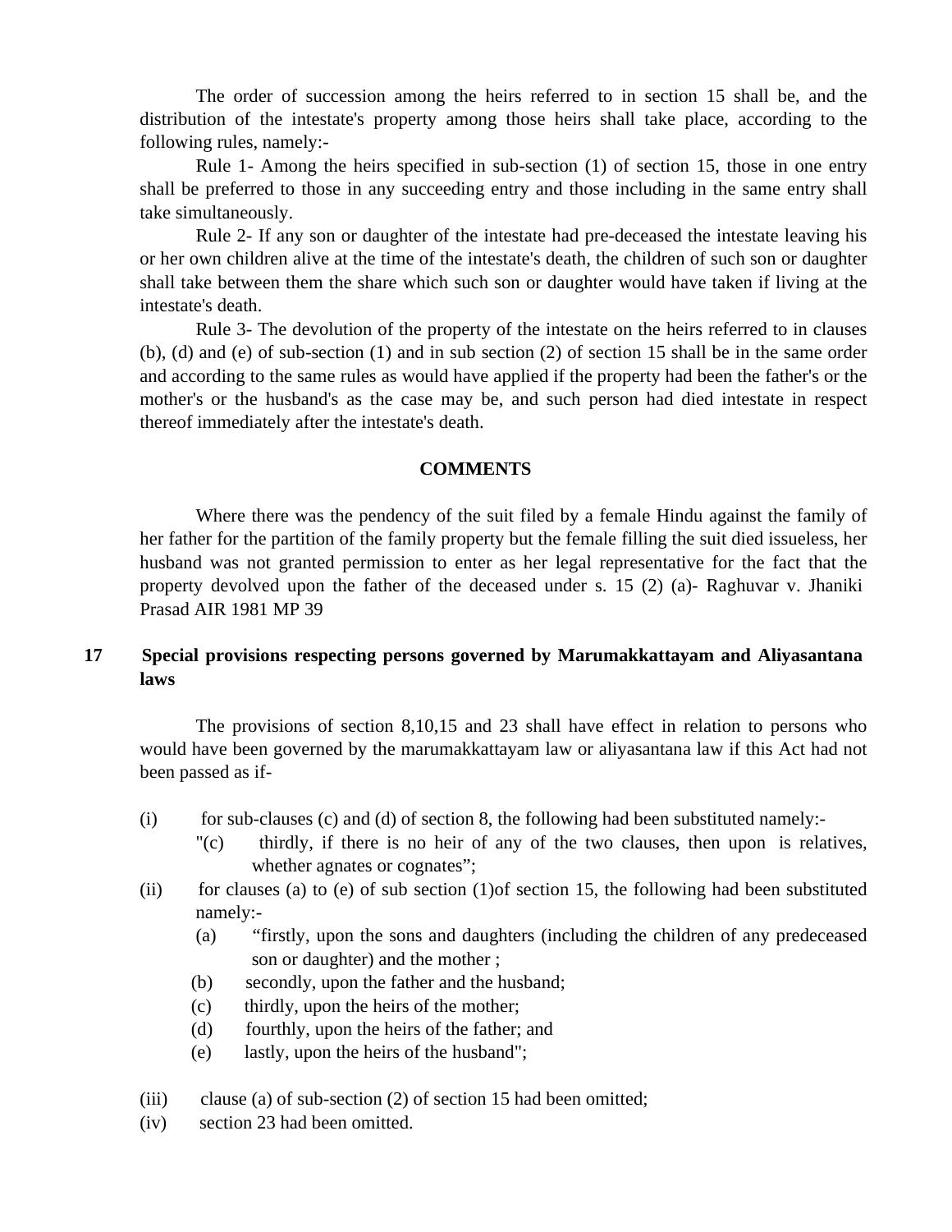The order of succession among the heirs referred to in section 15 shall be, and the distribution of the intestate's property among those heirs shall take place, according to the following rules, namely:-

Rule 1- Among the heirs specified in sub-section (1) of section 15, those in one entry shall be preferred to those in any succeeding entry and those including in the same entry shall take simultaneously.

Rule 2- If any son or daughter of the intestate had pre-deceased the intestate leaving his or her own children alive at the time of the intestate's death, the children of such son or daughter shall take between them the share which such son or daughter would have taken if living at the intestate's death.

Rule 3- The devolution of the property of the intestate on the heirs referred to in clauses (b), (d) and (e) of sub-section (1) and in sub section (2) of section 15 shall be in the same order and according to the same rules as would have applied if the property had been the father's or the mother's or the husband's as the case may be, and such person had died intestate in respect thereof immediately after the intestate's death.

**COMMENTS**

Where there was the pendency of the suit filed by a female Hindu against the family of her father for the partition of the family property but the female filling the suit died issueless, her husband was not granted permission to enter as her legal representative for the fact that the property devolved upon the father of the deceased under s. 15 (2) (a)- Raghuvar v. Jhaniki Prasad AIR 1981 MP 39

## 17 Special provisions respecting persons governed by Marumakkattayam and Aliyasantana laws

The provisions of section 8,10,15 and 23 shall have effect in relation to persons who would have been governed by the marumakkattayam law or aliyasantana law if this Act had not been passed as if-

(i) for sub-clauses (c) and (d) of section 8, the following had been substituted namely:-

"(c) thirdly, if there is no heir of any of the two clauses, then upon is relatives, whether agnates or cognates";

(ii) for clauses (a) to (e) of sub section (1)of section 15, the following had been substituted namely:-

(a) "firstly, upon the sons and daughters (including the children of any predeceased son or daughter) and the mother ;

(b) secondly, upon the father and the husband;

(c) thirdly, upon the heirs of the mother;

(d) fourthly, upon the heirs of the father; and

(e) lastly, upon the heirs of the husband";

(iii) clause (a) of sub-section (2) of section 15 had been omitted;

(iv) section 23 had been omitted.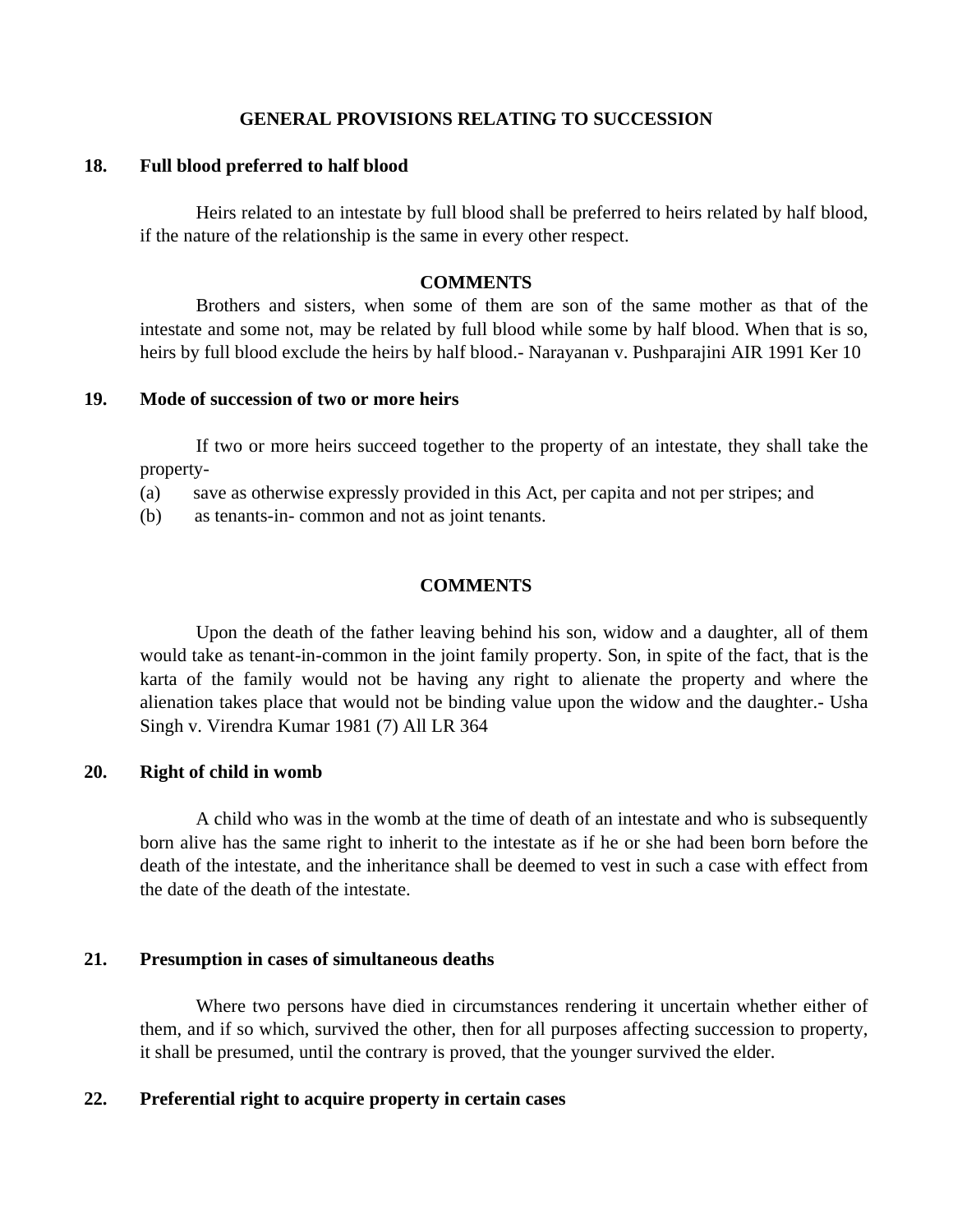## GENERAL PROVISIONS RELATING TO SUCCESSION

### 18. Full blood preferred to half blood

Heirs related to an intestate by full blood shall be preferred to heirs related by half blood, if the nature of the relationship is the same in every other respect.

**COMMENTS**

Brothers and sisters, when some of them are son of the same mother as that of the intestate and some not, may be related by full blood while some by half blood. When that is so, heirs by full blood exclude the heirs by half blood.- Narayanan v. Pushparajini AIR 1991 Ker 10

### 19. Mode of succession of two or more heirs

If two or more heirs succeed together to the property of an intestate, they shall take the property-

(a) save as otherwise expressly provided in this Act, per capita and not per stripes; and

(b) as tenants-in- common and not as joint tenants.

**COMMENTS**

Upon the death of the father leaving behind his son, widow and a daughter, all of them would take as tenant-in-common in the joint family property. Son, in spite of the fact, that is the karta of the family would not be having any right to alienate the property and where the alienation takes place that would not be binding value upon the widow and the daughter.- Usha Singh v. Virendra Kumar 1981 (7) All LR 364

### 20. Right of child in womb

A child who was in the womb at the time of death of an intestate and who is subsequently born alive has the same right to inherit to the intestate as if he or she had been born before the death of the intestate, and the inheritance shall be deemed to vest in such a case with effect from the date of the death of the intestate.

### 21. Presumption in cases of simultaneous deaths

Where two persons have died in circumstances rendering it uncertain whether either of them, and if so which, survived the other, then for all purposes affecting succession to property, it shall be presumed, until the contrary is proved, that the younger survived the elder.

### 22. Preferential right to acquire property in certain cases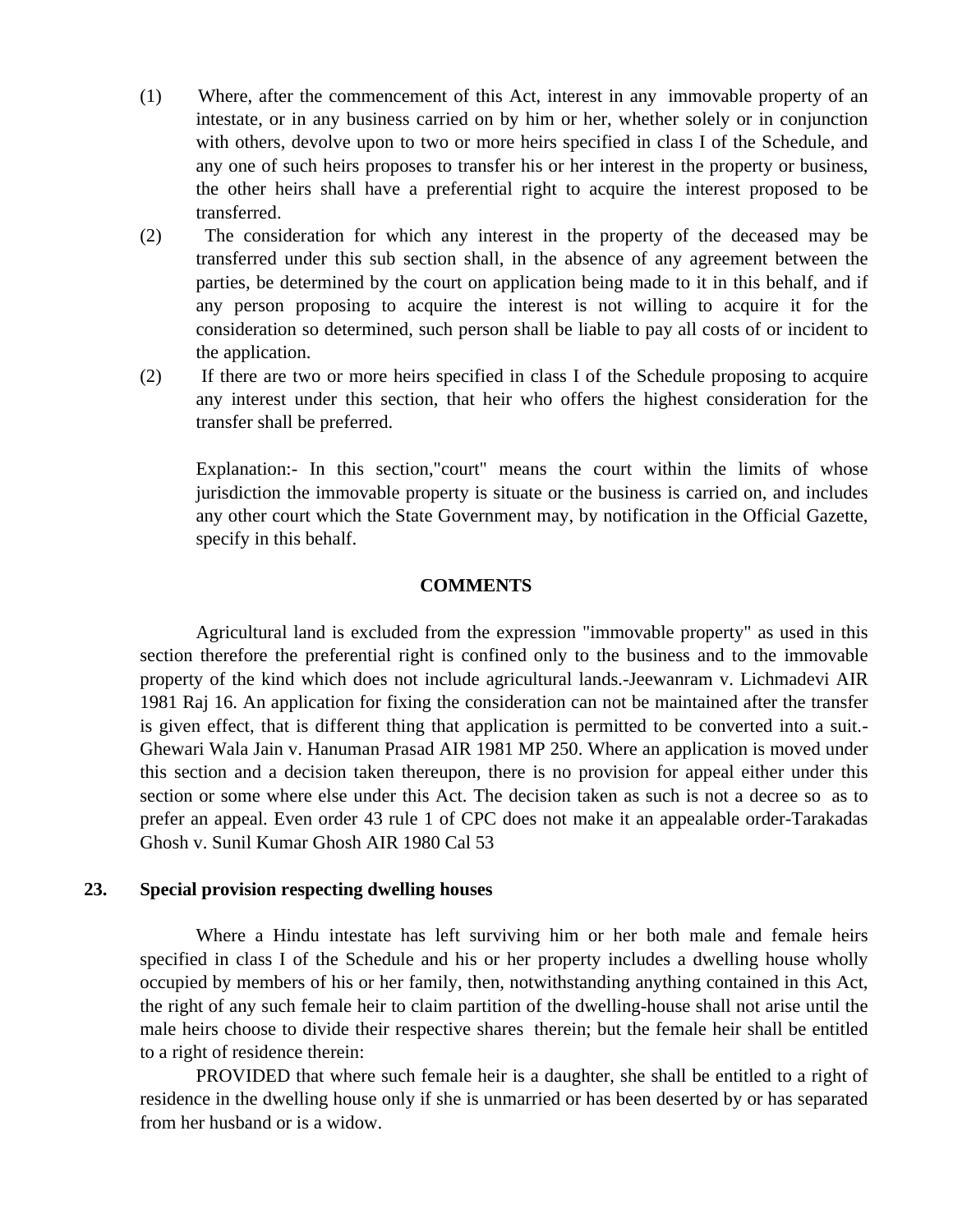(1) Where, after the commencement of this Act, interest in any immovable property of an intestate, or in any business carried on by him or her, whether solely or in conjunction with others, devolve upon to two or more heirs specified in class I of the Schedule, and any one of such heirs proposes to transfer his or her interest in the property or business, the other heirs shall have a preferential right to acquire the interest proposed to be transferred.

(2) The consideration for which any interest in the property of the deceased may be transferred under this sub section shall, in the absence of any agreement between the parties, be determined by the court on application being made to it in this behalf, and if any person proposing to acquire the interest is not willing to acquire it for the consideration so determined, such person shall be liable to pay all costs of or incident to the application.

(2) If there are two or more heirs specified in class I of the Schedule proposing to acquire any interest under this section, that heir who offers the highest consideration for the transfer shall be preferred.

Explanation:- In this section,"court" means the court within the limits of whose jurisdiction the immovable property is situate or the business is carried on, and includes any other court which the State Government may, by notification in the Official Gazette, specify in this behalf.

**COMMENTS**

Agricultural land is excluded from the expression "immovable property" as used in this section therefore the preferential right is confined only to the business and to the immovable property of the kind which does not include agricultural lands.-Jeewanram v. Lichmadevi AIR 1981 Raj 16. An application for fixing the consideration can not be maintained after the transfer is given effect, that is different thing that application is permitted to be converted into a suit.- Ghewari Wala Jain v. Hanuman Prasad AIR 1981 MP 250. Where an application is moved under this section and a decision taken thereupon, there is no provision for appeal either under this section or some where else under this Act. The decision taken as such is not a decree so as to prefer an appeal. Even order 43 rule 1 of CPC does not make it an appealable order-Tarakadas Ghosh v. Sunil Kumar Ghosh AIR 1980 Cal 53

**23. Special provision respecting dwelling houses**

Where a Hindu intestate has left surviving him or her both male and female heirs specified in class I of the Schedule and his or her property includes a dwelling house wholly occupied by members of his or her family, then, notwithstanding anything contained in this Act, the right of any such female heir to claim partition of the dwelling-house shall not arise until the male heirs choose to divide their respective shares therein; but the female heir shall be entitled to a right of residence therein:

PROVIDED that where such female heir is a daughter, she shall be entitled to a right of residence in the dwelling house only if she is unmarried or has been deserted by or has separated from her husband or is a widow.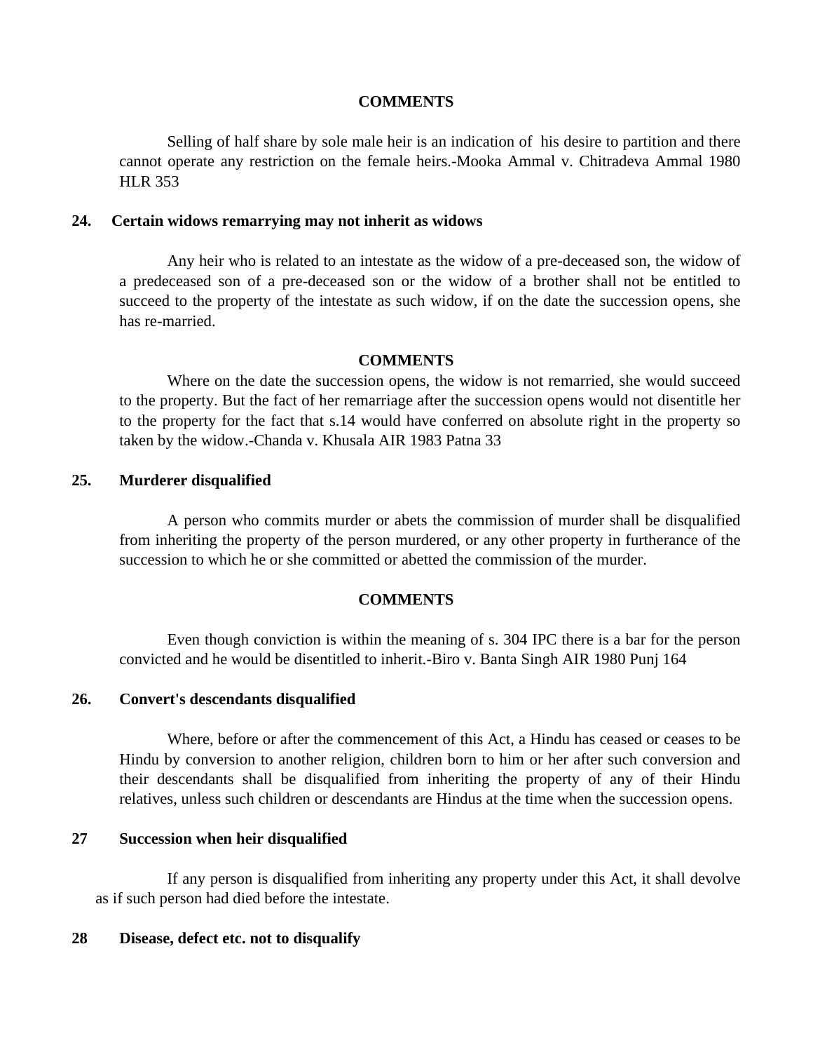**COMMENTS**

Selling of half share by sole male heir is an indication of his desire to partition and there cannot operate any restriction on the female heirs.-Mooka Ammal v. Chitradeva Ammal 1980 HLR 353

### 24. Certain widows remarrying may not inherit as widows

Any heir who is related to an intestate as the widow of a pre-deceased son, the widow of a predeceased son of a pre-deceased son or the widow of a brother shall not be entitled to succeed to the property of the intestate as such widow, if on the date the succession opens, she has re-married.

**COMMENTS**

Where on the date the succession opens, the widow is not remarried, she would succeed to the property. But the fact of her remarriage after the succession opens would not disentitle her to the property for the fact that s.14 would have conferred on absolute right in the property so taken by the widow.-Chanda v. Khusala AIR 1983 Patna 33

### 25. Murderer disqualified

A person who commits murder or abets the commission of murder shall be disqualified from inheriting the property of the person murdered, or any other property in furtherance of the succession to which he or she committed or abetted the commission of the murder.

**COMMENTS**

Even though conviction is within the meaning of s. 304 IPC there is a bar for the person convicted and he would be disentitled to inherit.-Biro v. Banta Singh AIR 1980 Punj 164

### 26. Convert's descendants disqualified

Where, before or after the commencement of this Act, a Hindu has ceased or ceases to be Hindu by conversion to another religion, children born to him or her after such conversion and their descendants shall be disqualified from inheriting the property of any of their Hindu relatives, unless such children or descendants are Hindus at the time when the succession opens.

### 27 Succession when heir disqualified

If any person is disqualified from inheriting any property under this Act, it shall devolve as if such person had died before the intestate.

### 28 Disease, defect etc. not to disqualify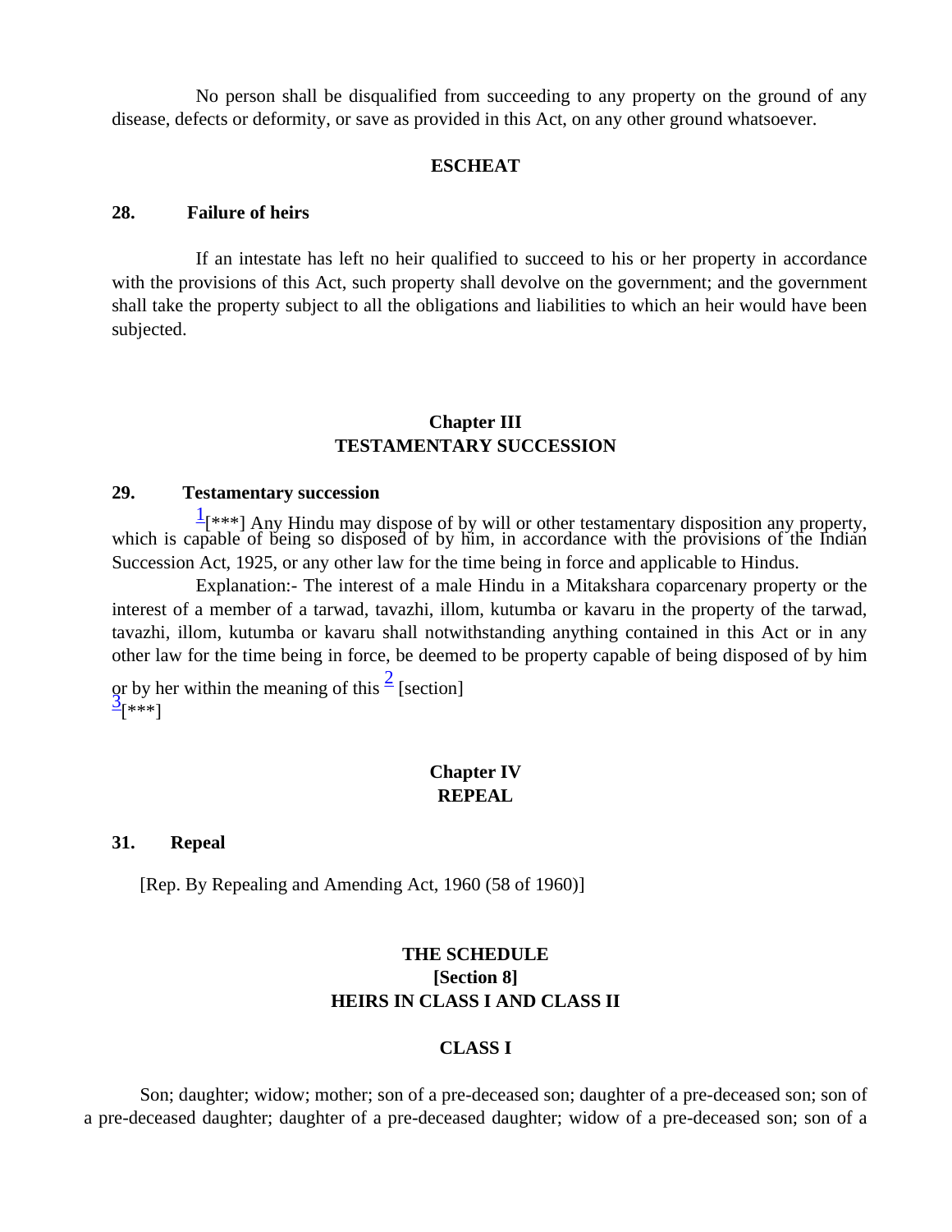No person shall be disqualified from succeeding to any property on the ground of any disease, defects or deformity, or save as provided in this Act, on any other ground whatsoever.

**ESCHEAT**

### 28. Failure of heirs

If an intestate has left no heir qualified to succeed to his or her property in accordance with the provisions of this Act, such property shall devolve on the government; and the government shall take the property subject to all the obligations and liabilities to which an heir would have been subjected.

## Chapter III
## TESTAMENTARY SUCCESSION

### 29. Testamentary succession

[1][***] Any Hindu may dispose of by will or other testamentary disposition any property, which is capable of being so disposed of by him, in accordance with the provisions of the Indian Succession Act, 1925, or any other law for the time being in force and applicable to Hindus.

Explanation:- The interest of a male Hindu in a Mitakshara coparcenary property or the interest of a member of a tarwad, tavazhi, illom, kutumba or kavaru in the property of the tarwad, tavazhi, illom, kutumba or kavaru shall notwithstanding anything contained in this Act or in any other law for the time being in force, be deemed to be property capable of being disposed of by him or by her within the meaning of this [2] [section]

[3][***]

## Chapter IV
## REPEAL

### 31. Repeal

[Rep. By Repealing and Amending Act, 1960 (58 of 1960)]

## THE SCHEDULE
## [Section 8]
## HEIRS IN CLASS I AND CLASS II

### CLASS I

Son; daughter; widow; mother; son of a pre-deceased son; daughter of a pre-deceased son; son of a pre-deceased daughter; daughter of a pre-deceased daughter; widow of a pre-deceased son; son of a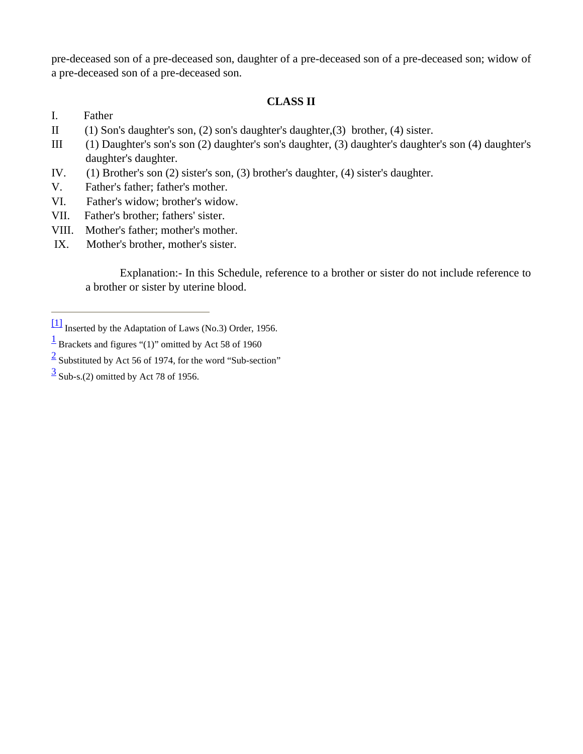pre-deceased son of a pre-deceased son, daughter of a pre-deceased son of a pre-deceased son; widow of a pre-deceased son of a pre-deceased son.

**CLASS II**

I. Father

II (1) Son's daughter's son, (2) son's daughter's daughter,(3) brother, (4) sister.

III (1) Daughter's son's son (2) daughter's son's daughter, (3) daughter's daughter's son (4) daughter's daughter's daughter.

IV. (1) Brother's son (2) sister's son, (3) brother's daughter, (4) sister's daughter.

V. Father's father; father's mother.

VI. Father's widow; brother's widow.

VII. Father's brother; fathers' sister.

VIII. Mother's father; mother's mother.

IX. Mother's brother, mother's sister.

Explanation:- In this Schedule, reference to a brother or sister do not include reference to a brother or sister by uterine blood.

---

[1] Inserted by the Adaptation of Laws (No.3) Order, 1956.

1 Brackets and figures "(1)" omitted by Act 58 of 1960

2 Substituted by Act 56 of 1974, for the word "Sub-section"

3 Sub-s.(2) omitted by Act 78 of 1956.